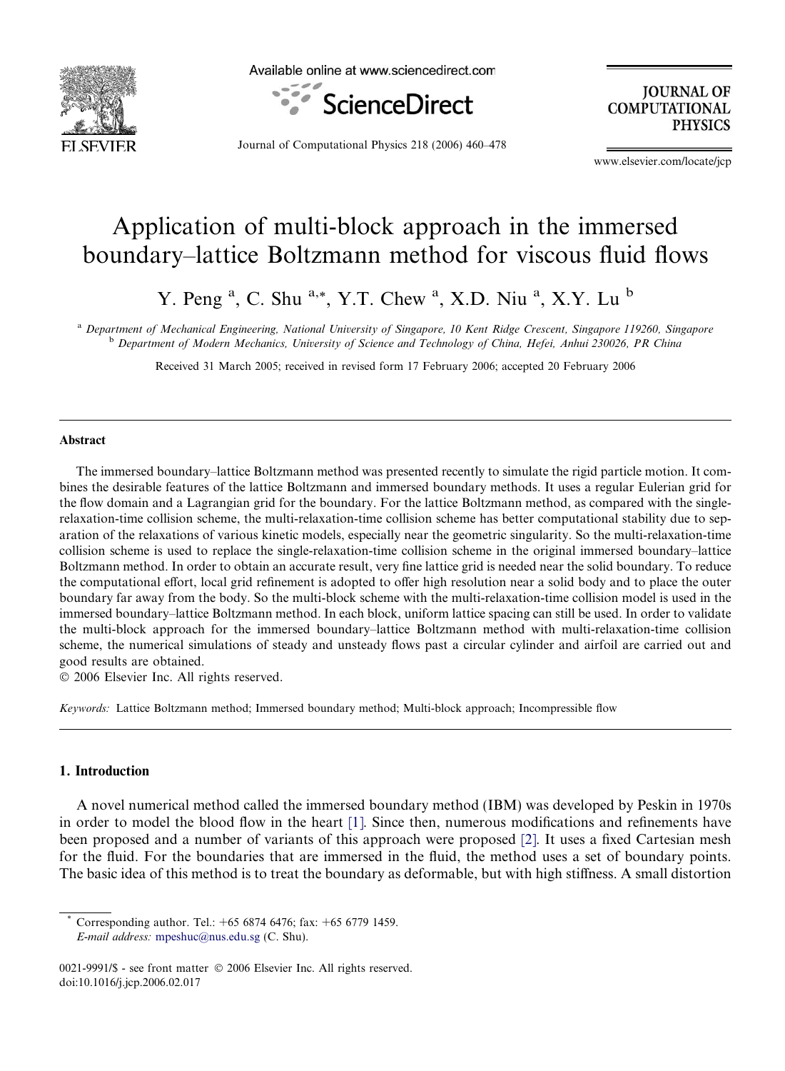# Application of multi-block approach in the immersed boundary–lattice Boltzmann method for viscous fluid flows

Y. Peng [a], C. Shu [a,*], Y.T. Chew [a], X.D. Niu [a], X.Y. Lu [b]

[a] Department of Mechanical Engineering, National University of Singapore, 10 Kent Ridge Crescent, Singapore 119260, Singapore
[b] Department of Modern Mechanics, University of Science and Technology of China, Hefei, Anhui 230026, PR China

Received 31 March 2005; received in revised form 17 February 2006; accepted 20 February 2006

## Abstract

The immersed boundary–lattice Boltzmann method was presented recently to simulate the rigid particle motion. It combines the desirable features of the lattice Boltzmann and immersed boundary methods. It uses a regular Eulerian grid for the flow domain and a Lagrangian grid for the boundary. For the lattice Boltzmann method, as compared with the single-relaxation-time collision scheme, the multi-relaxation-time collision scheme has better computational stability due to separation of the relaxations of various kinetic models, especially near the geometric singularity. So the multi-relaxation-time collision scheme is used to replace the single-relaxation-time collision scheme in the original immersed boundary–lattice Boltzmann method. In order to obtain an accurate result, very fine lattice grid is needed near the solid boundary. To reduce the computational effort, local grid refinement is adopted to offer high resolution near a solid body and to place the outer boundary far away from the body. So the multi-block scheme with the multi-relaxation-time collision model is used in the immersed boundary–lattice Boltzmann method. In each block, uniform lattice spacing can still be used. In order to validate the multi-block approach for the immersed boundary–lattice Boltzmann method with multi-relaxation-time collision scheme, the numerical simulations of steady and unsteady flows past a circular cylinder and airfoil are carried out and good results are obtained.

© 2006 Elsevier Inc. All rights reserved.

*Keywords:* Lattice Boltzmann method; Immersed boundary method; Multi-block approach; Incompressible flow

## 1. Introduction

A novel numerical method called the immersed boundary method (IBM) was developed by Peskin in 1970s in order to model the blood flow in the heart [1]. Since then, numerous modifications and refinements have been proposed and a number of variants of this approach were proposed [2]. It uses a fixed Cartesian mesh for the fluid. For the boundaries that are immersed in the fluid, the method uses a set of boundary points. The basic idea of this method is to treat the boundary as deformable, but with high stiffness. A small distortion

* Corresponding author. Tel.: +65 6874 6476; fax: +65 6779 1459.
*E-mail address:* mpeshuc@nus.edu.sg (C. Shu).

0021-9991/$ - see front matter © 2006 Elsevier Inc. All rights reserved.
doi:10.1016/j.jcp.2006.02.017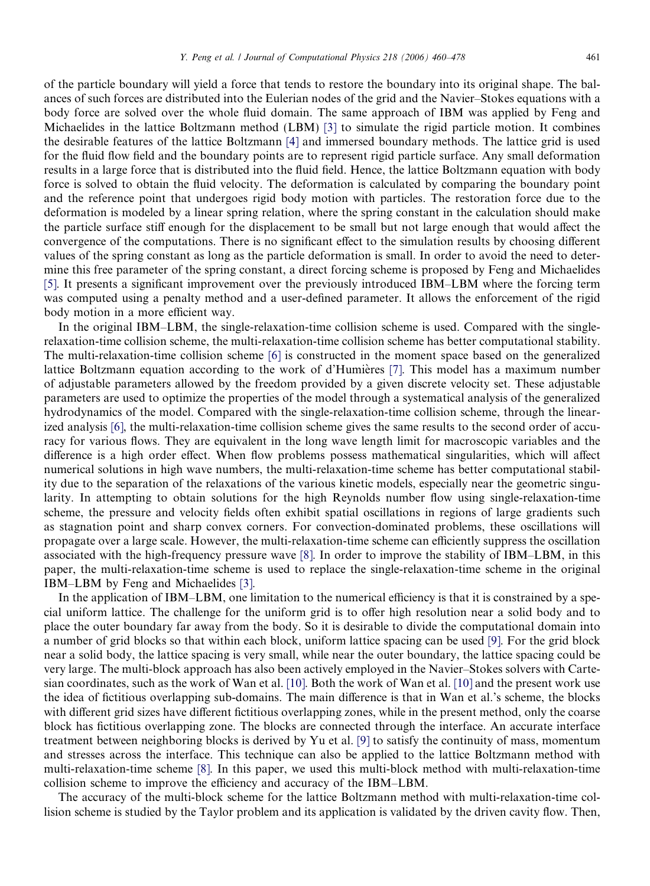of the particle boundary will yield a force that tends to restore the boundary into its original shape. The balances of such forces are distributed into the Eulerian nodes of the grid and the Navier–Stokes equations with a body force are solved over the whole fluid domain. The same approach of IBM was applied by Feng and Michaelides in the lattice Boltzmann method (LBM) [3] to simulate the rigid particle motion. It combines the desirable features of the lattice Boltzmann [4] and immersed boundary methods. The lattice grid is used for the fluid flow field and the boundary points are to represent rigid particle surface. Any small deformation results in a large force that is distributed into the fluid field. Hence, the lattice Boltzmann equation with body force is solved to obtain the fluid velocity. The deformation is calculated by comparing the boundary point and the reference point that undergoes rigid body motion with particles. The restoration force due to the deformation is modeled by a linear spring relation, where the spring constant in the calculation should make the particle surface stiff enough for the displacement to be small but not large enough that would affect the convergence of the computations. There is no significant effect to the simulation results by choosing different values of the spring constant as long as the particle deformation is small. In order to avoid the need to determine this free parameter of the spring constant, a direct forcing scheme is proposed by Feng and Michaelides [5]. It presents a significant improvement over the previously introduced IBM–LBM where the forcing term was computed using a penalty method and a user-defined parameter. It allows the enforcement of the rigid body motion in a more efficient way.

In the original IBM–LBM, the single-relaxation-time collision scheme is used. Compared with the single-relaxation-time collision scheme, the multi-relaxation-time collision scheme has better computational stability. The multi-relaxation-time collision scheme [6] is constructed in the moment space based on the generalized lattice Boltzmann equation according to the work of d'Humières [7]. This model has a maximum number of adjustable parameters allowed by the freedom provided by a given discrete velocity set. These adjustable parameters are used to optimize the properties of the model through a systematical analysis of the generalized hydrodynamics of the model. Compared with the single-relaxation-time collision scheme, through the linearized analysis [6], the multi-relaxation-time collision scheme gives the same results to the second order of accuracy for various flows. They are equivalent in the long wave length limit for macroscopic variables and the difference is a high order effect. When flow problems possess mathematical singularities, which will affect numerical solutions in high wave numbers, the multi-relaxation-time scheme has better computational stability due to the separation of the relaxations of the various kinetic models, especially near the geometric singularity. In attempting to obtain solutions for the high Reynolds number flow using single-relaxation-time scheme, the pressure and velocity fields often exhibit spatial oscillations in regions of large gradients such as stagnation point and sharp convex corners. For convection-dominated problems, these oscillations will propagate over a large scale. However, the multi-relaxation-time scheme can efficiently suppress the oscillation associated with the high-frequency pressure wave [8]. In order to improve the stability of IBM–LBM, in this paper, the multi-relaxation-time scheme is used to replace the single-relaxation-time scheme in the original IBM–LBM by Feng and Michaelides [3].

In the application of IBM–LBM, one limitation to the numerical efficiency is that it is constrained by a special uniform lattice. The challenge for the uniform grid is to offer high resolution near a solid body and to place the outer boundary far away from the body. So it is desirable to divide the computational domain into a number of grid blocks so that within each block, uniform lattice spacing can be used [9]. For the grid block near a solid body, the lattice spacing is very small, while near the outer boundary, the lattice spacing could be very large. The multi-block approach has also been actively employed in the Navier–Stokes solvers with Cartesian coordinates, such as the work of Wan et al. [10]. Both the work of Wan et al. [10] and the present work use the idea of fictitious overlapping sub-domains. The main difference is that in Wan et al.'s scheme, the blocks with different grid sizes have different fictitious overlapping zones, while in the present method, only the coarse block has fictitious overlapping zone. The blocks are connected through the interface. An accurate interface treatment between neighboring blocks is derived by Yu et al. [9] to satisfy the continuity of mass, momentum and stresses across the interface. This technique can also be applied to the lattice Boltzmann method with multi-relaxation-time scheme [8]. In this paper, we used this multi-block method with multi-relaxation-time collision scheme to improve the efficiency and accuracy of the IBM–LBM.

The accuracy of the multi-block scheme for the lattice Boltzmann method with multi-relaxation-time collision scheme is studied by the Taylor problem and its application is validated by the driven cavity flow. Then,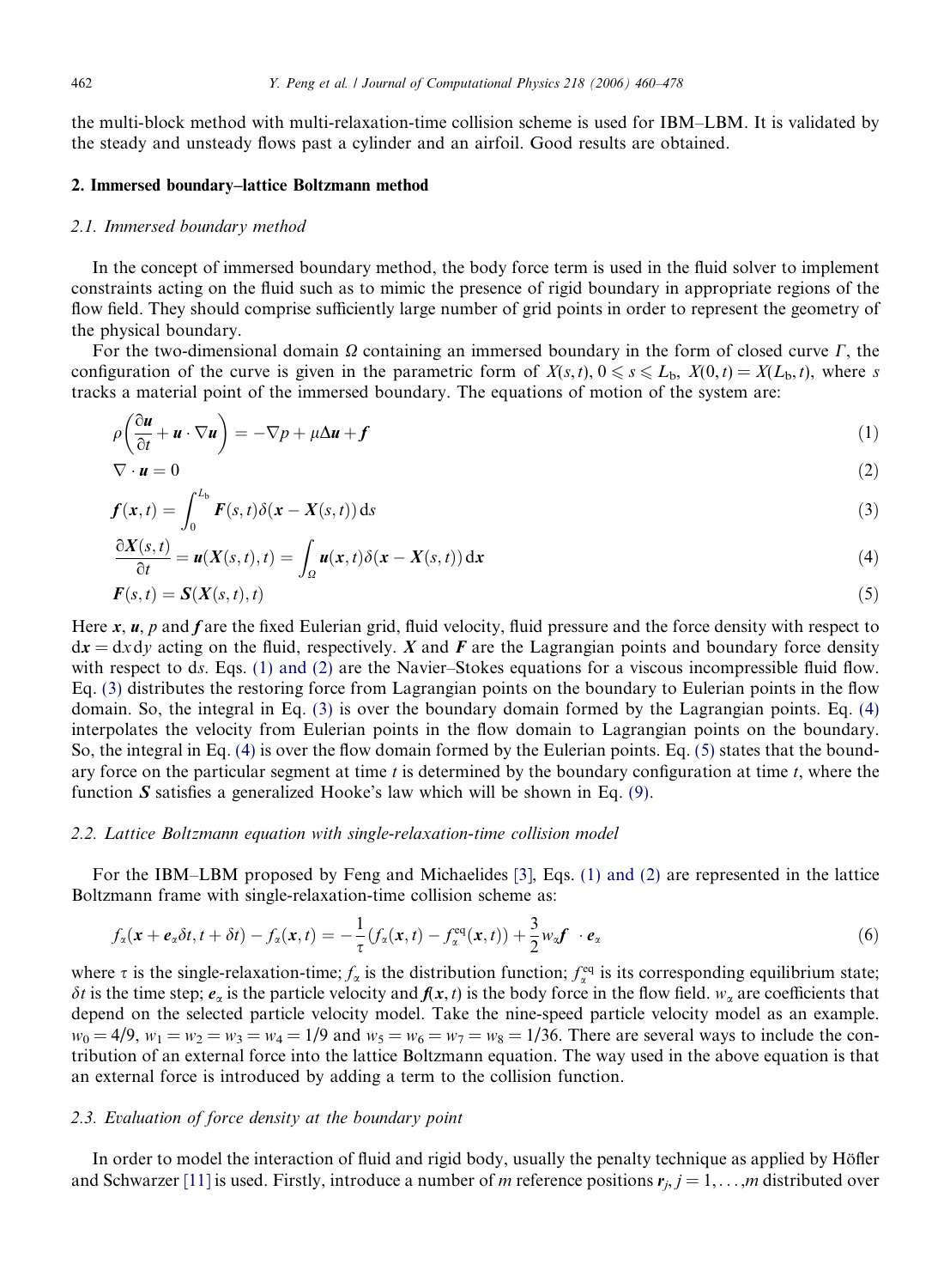the multi-block method with multi-relaxation-time collision scheme is used for IBM–LBM. It is validated by the steady and unsteady flows past a cylinder and an airfoil. Good results are obtained.

## 2. Immersed boundary–lattice Boltzmann method

### 2.1. Immersed boundary method

In the concept of immersed boundary method, the body force term is used in the fluid solver to implement constraints acting on the fluid such as to mimic the presence of rigid boundary in appropriate regions of the flow field. They should comprise sufficiently large number of grid points in order to represent the geometry of the physical boundary.

For the two-dimensional domain $\Omega$ containing an immersed boundary in the form of closed curve $\Gamma$, the configuration of the curve is given in the parametric form of $X(s,t)$, $0 \leqslant s \leqslant L_b$, $X(0,t) = X(L_b,t)$, where $s$ tracks a material point of the immersed boundary. The equations of motion of the system are:

$$\rho\left(\frac{\partial \boldsymbol{u}}{\partial t} + \boldsymbol{u} \cdot \nabla \boldsymbol{u}\right) = -\nabla p + \mu \Delta \boldsymbol{u} + \boldsymbol{f} \tag{1}$$

$$\nabla \cdot \boldsymbol{u} = 0 \tag{2}$$

$$\boldsymbol{f}(\boldsymbol{x},t) = \int_0^{L_b} \boldsymbol{F}(s,t)\delta(\boldsymbol{x} - \boldsymbol{X}(s,t))\,\mathrm{d}s \tag{3}$$

$$\frac{\partial \boldsymbol{X}(s,t)}{\partial t} = \boldsymbol{u}(\boldsymbol{X}(s,t),t) = \int_\Omega \boldsymbol{u}(\boldsymbol{x},t)\delta(\boldsymbol{x} - \boldsymbol{X}(s,t))\,\mathrm{d}\boldsymbol{x} \tag{4}$$

$$\boldsymbol{F}(s,t) = \boldsymbol{S}(\boldsymbol{X}(s,t),t) \tag{5}$$

Here $\boldsymbol{x}$, $\boldsymbol{u}$, $p$ and $\boldsymbol{f}$ are the fixed Eulerian grid, fluid velocity, fluid pressure and the force density with respect to $\mathrm{d}\boldsymbol{x} = \mathrm{d}x\,\mathrm{d}y$ acting on the fluid, respectively. $\boldsymbol{X}$ and $\boldsymbol{F}$ are the Lagrangian points and boundary force density with respect to $\mathrm{d}s$. Eqs. (1) and (2) are the Navier–Stokes equations for a viscous incompressible fluid flow. Eq. (3) distributes the restoring force from Lagrangian points on the boundary to Eulerian points in the flow domain. So, the integral in Eq. (3) is over the boundary domain formed by the Lagrangian points. Eq. (4) interpolates the velocity from Eulerian points in the flow domain to Lagrangian points on the boundary. So, the integral in Eq. (4) is over the flow domain formed by the Eulerian points. Eq. (5) states that the boundary force on the particular segment at time $t$ is determined by the boundary configuration at time $t$, where the function $\boldsymbol{S}$ satisfies a generalized Hooke's law which will be shown in Eq. (9).

### 2.2. Lattice Boltzmann equation with single-relaxation-time collision model

For the IBM–LBM proposed by Feng and Michaelides [3], Eqs. (1) and (2) are represented in the lattice Boltzmann frame with single-relaxation-time collision scheme as:

$$f_\alpha(\boldsymbol{x} + \boldsymbol{e}_\alpha \delta t, t + \delta t) - f_\alpha(\boldsymbol{x},t) = -\frac{1}{\tau}\left(f_\alpha(\boldsymbol{x},t) - f_\alpha^{\mathrm{eq}}(\boldsymbol{x},t)\right) + \frac{3}{2} w_\alpha \boldsymbol{f} \cdot \boldsymbol{e}_\alpha \tag{6}$$

where $\tau$ is the single-relaxation-time; $f_\alpha$ is the distribution function; $f_\alpha^{\mathrm{eq}}$ is its corresponding equilibrium state; $\delta t$ is the time step; $\boldsymbol{e}_\alpha$ is the particle velocity and $\boldsymbol{f}(\boldsymbol{x},t)$ is the body force in the flow field. $w_\alpha$ are coefficients that depend on the selected particle velocity model. Take the nine-speed particle velocity model as an example. $w_0 = 4/9$, $w_1 = w_2 = w_3 = w_4 = 1/9$ and $w_5 = w_6 = w_7 = w_8 = 1/36$. There are several ways to include the contribution of an external force into the lattice Boltzmann equation. The way used in the above equation is that an external force is introduced by adding a term to the collision function.

### 2.3. Evaluation of force density at the boundary point

In order to model the interaction of fluid and rigid body, usually the penalty technique as applied by Höfler and Schwarzer [11] is used. Firstly, introduce a number of $m$ reference positions $\boldsymbol{r}_j$, $j = 1, \ldots, m$ distributed over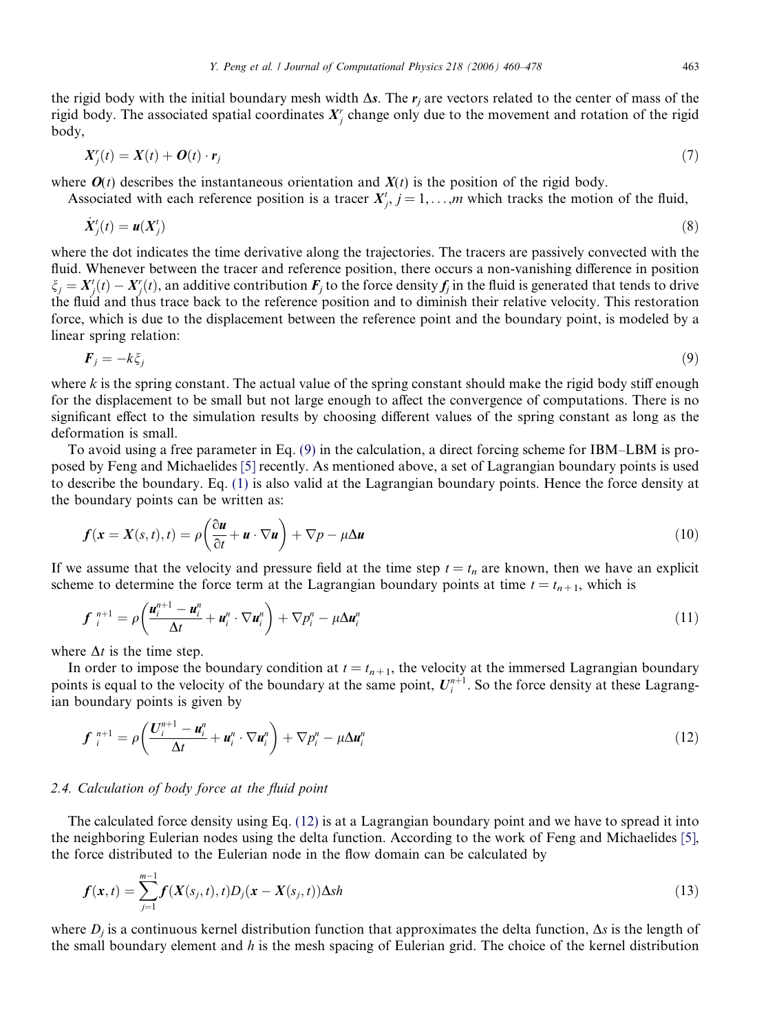the rigid body with the initial boundary mesh width $\Delta s$. The $\boldsymbol{r}_j$ are vectors related to the center of mass of the rigid body. The associated spatial coordinates $\boldsymbol{X}_j^r$ change only due to the movement and rotation of the rigid body,

$$\boldsymbol{X}_j^r(t) = \boldsymbol{X}(t) + \boldsymbol{O}(t) \cdot \boldsymbol{r}_j \tag{7}$$

where $\boldsymbol{O}(t)$ describes the instantaneous orientation and $\boldsymbol{X}(t)$ is the position of the rigid body.

Associated with each reference position is a tracer $\boldsymbol{X}_j^t$, $j = 1, \ldots, m$ which tracks the motion of the fluid,

$$\dot{\boldsymbol{X}}_j^t(t) = \boldsymbol{u}(\boldsymbol{X}_j^t) \tag{8}$$

where the dot indicates the time derivative along the trajectories. The tracers are passively convected with the fluid. Whenever between the tracer and reference position, there occurs a non-vanishing difference in position $\xi_j = \boldsymbol{X}_j^t(t) - \boldsymbol{X}_j^r(t)$, an additive contribution $\boldsymbol{F}_j$ to the force density $\boldsymbol{f}_j$ in the fluid is generated that tends to drive the fluid and thus trace back to the reference position and to diminish their relative velocity. This restoration force, which is due to the displacement between the reference point and the boundary point, is modeled by a linear spring relation:

$$\boldsymbol{F}_j = -k\xi_j \tag{9}$$

where $k$ is the spring constant. The actual value of the spring constant should make the rigid body stiff enough for the displacement to be small but not large enough to affect the convergence of computations. There is no significant effect to the simulation results by choosing different values of the spring constant as long as the deformation is small.

To avoid using a free parameter in Eq. (9) in the calculation, a direct forcing scheme for IBM–LBM is proposed by Feng and Michaelides [5] recently. As mentioned above, a set of Lagrangian boundary points is used to describe the boundary. Eq. (1) is also valid at the Lagrangian boundary points. Hence the force density at the boundary points can be written as:

$$\boldsymbol{f}(\boldsymbol{x} = \boldsymbol{X}(s,t), t) = \rho\left(\frac{\partial \boldsymbol{u}}{\partial t} + \boldsymbol{u} \cdot \nabla \boldsymbol{u}\right) + \nabla p - \mu \Delta \boldsymbol{u} \tag{10}$$

If we assume that the velocity and pressure field at the time step $t = t_n$ are known, then we have an explicit scheme to determine the force term at the Lagrangian boundary points at time $t = t_{n+1}$, which is

$$\boldsymbol{f}_i^{n+1} = \rho\left(\frac{\boldsymbol{u}_i^{n+1} - \boldsymbol{u}_i^n}{\Delta t} + \boldsymbol{u}_i^n \cdot \nabla \boldsymbol{u}_i^n\right) + \nabla p_i^n - \mu \Delta \boldsymbol{u}_i^n \tag{11}$$

where $\Delta t$ is the time step.

In order to impose the boundary condition at $t = t_{n+1}$, the velocity at the immersed Lagrangian boundary points is equal to the velocity of the boundary at the same point, $\boldsymbol{U}_i^{n+1}$. So the force density at these Lagrangian boundary points is given by

$$\boldsymbol{f}_i^{n+1} = \rho\left(\frac{\boldsymbol{U}_i^{n+1} - \boldsymbol{u}_i^n}{\Delta t} + \boldsymbol{u}_i^n \cdot \nabla \boldsymbol{u}_i^n\right) + \nabla p_i^n - \mu \Delta \boldsymbol{u}_i^n \tag{12}$$

### 2.4. Calculation of body force at the fluid point

The calculated force density using Eq. (12) is at a Lagrangian boundary point and we have to spread it into the neighboring Eulerian nodes using the delta function. According to the work of Feng and Michaelides [5], the force distributed to the Eulerian node in the flow domain can be calculated by

$$\boldsymbol{f}(\boldsymbol{x}, t) = \sum_{j=1}^{m-1} \boldsymbol{f}(\boldsymbol{X}(s_j, t), t) D_j(\boldsymbol{x} - \boldsymbol{X}(s_j, t)) \Delta s h \tag{13}$$

where $D_j$ is a continuous kernel distribution function that approximates the delta function, $\Delta s$ is the length of the small boundary element and $h$ is the mesh spacing of Eulerian grid. The choice of the kernel distribution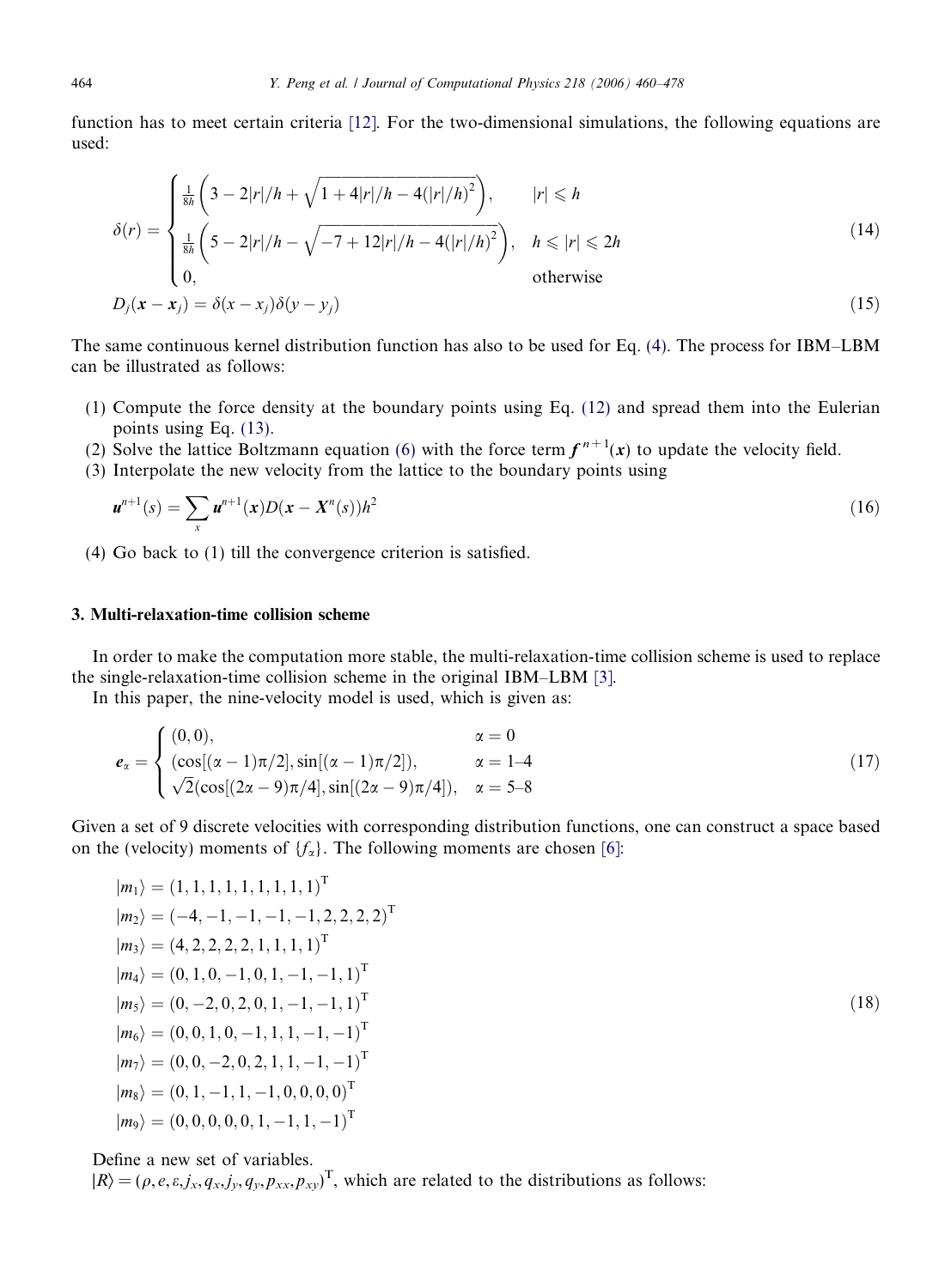function has to meet certain criteria [12]. For the two-dimensional simulations, the following equations are used:

$$\delta(r) = \begin{cases} \frac{1}{8h}\left(3 - 2|r|/h + \sqrt{1 + 4|r|/h - 4(|r|/h)^2}\right), & |r| \leqslant h \\ \frac{1}{8h}\left(5 - 2|r|/h - \sqrt{-7 + 12|r|/h - 4(|r|/h)^2}\right), & h \leqslant |r| \leqslant 2h \\ 0, & \text{otherwise} \end{cases} \tag{14}$$

$$D_j(\boldsymbol{x} - \boldsymbol{x}_j) = \delta(x - x_j)\delta(y - y_j) \tag{15}$$

The same continuous kernel distribution function has also to be used for Eq. (4). The process for IBM–LBM can be illustrated as follows:

(1) Compute the force density at the boundary points using Eq. (12) and spread them into the Eulerian points using Eq. (13).
(2) Solve the lattice Boltzmann equation (6) with the force term $\boldsymbol{f}^{n+1}(\boldsymbol{x})$ to update the velocity field.
(3) Interpolate the new velocity from the lattice to the boundary points using

$$\boldsymbol{u}^{n+1}(s) = \sum_x \boldsymbol{u}^{n+1}(\boldsymbol{x})D(\boldsymbol{x} - \boldsymbol{X}^n(s))h^2 \tag{16}$$

(4) Go back to (1) till the convergence criterion is satisfied.

## 3. Multi-relaxation-time collision scheme

In order to make the computation more stable, the multi-relaxation-time collision scheme is used to replace the single-relaxation-time collision scheme in the original IBM–LBM [3].

In this paper, the nine-velocity model is used, which is given as:

$$\boldsymbol{e}_\alpha = \begin{cases} (0, 0), & \alpha = 0 \\ (\cos[(\alpha - 1)\pi/2], \sin[(\alpha - 1)\pi/2]), & \alpha = 1\text{–}4 \\ \sqrt{2}(\cos[(2\alpha - 9)\pi/4], \sin[(2\alpha - 9)\pi/4]), & \alpha = 5\text{–}8 \end{cases} \tag{17}$$

Given a set of 9 discrete velocities with corresponding distribution functions, one can construct a space based on the (velocity) moments of $\{f_\alpha\}$. The following moments are chosen [6]:

$$\begin{aligned} |m_1\rangle &= (1, 1, 1, 1, 1, 1, 1, 1, 1)^{\mathrm{T}} \\ |m_2\rangle &= (-4, -1, -1, -1, -1, 2, 2, 2, 2)^{\mathrm{T}} \\ |m_3\rangle &= (4, 2, 2, 2, 2, 1, 1, 1, 1)^{\mathrm{T}} \\ |m_4\rangle &= (0, 1, 0, -1, 0, 1, -1, -1, 1)^{\mathrm{T}} \\ |m_5\rangle &= (0, -2, 0, 2, 0, 1, -1, -1, 1)^{\mathrm{T}} \\ |m_6\rangle &= (0, 0, 1, 0, -1, 1, 1, -1, -1)^{\mathrm{T}} \\ |m_7\rangle &= (0, 0, -2, 0, 2, 1, 1, -1, -1)^{\mathrm{T}} \\ |m_8\rangle &= (0, 1, -1, 1, -1, 0, 0, 0, 0)^{\mathrm{T}} \\ |m_9\rangle &= (0, 0, 0, 0, 0, 1, -1, 1, -1)^{\mathrm{T}} \end{aligned} \tag{18}$$

Define a new set of variables.
$|R\rangle = (\rho, e, \varepsilon, j_x, q_x, j_y, q_y, p_{xx}, p_{xy})^{\mathrm{T}}$, which are related to the distributions as follows: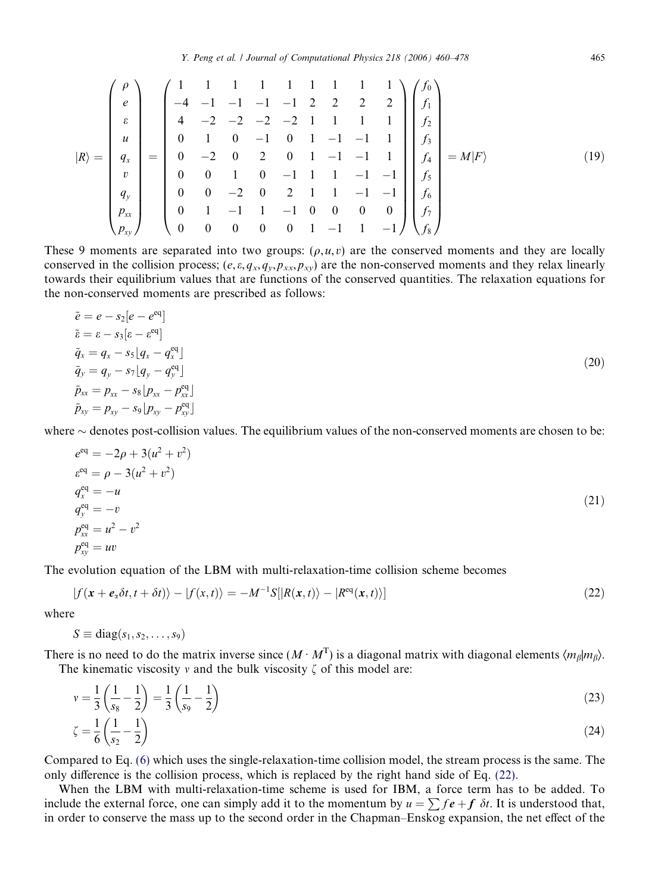$$
|R\rangle = \begin{pmatrix} \rho \\ e \\ \varepsilon \\ u \\ q_x \\ v \\ q_y \\ p_{xx} \\ p_{xy} \end{pmatrix} = \begin{pmatrix} 1 & 1 & 1 & 1 & 1 & 1 & 1 & 1 & 1 \\ -4 & -1 & -1 & -1 & -1 & 2 & 2 & 2 & 2 \\ 4 & -2 & -2 & -2 & -2 & 1 & 1 & 1 & 1 \\ 0 & 1 & 0 & -1 & 0 & 1 & -1 & -1 & 1 \\ 0 & -2 & 0 & 2 & 0 & 1 & -1 & -1 & 1 \\ 0 & 0 & 1 & 0 & -1 & 1 & 1 & -1 & -1 \\ 0 & 0 & -2 & 0 & 2 & 1 & 1 & -1 & -1 \\ 0 & 1 & -1 & 1 & -1 & 0 & 0 & 0 & 0 \\ 0 & 0 & 0 & 0 & 0 & 1 & -1 & 1 & -1 \end{pmatrix} \begin{pmatrix} f_0 \\ f_1 \\ f_2 \\ f_3 \\ f_4 \\ f_5 \\ f_6 \\ f_7 \\ f_8 \end{pmatrix} = M|F\rangle \tag{19}
$$

These 9 moments are separated into two groups: $(\rho, u, v)$ are the conserved moments and they are locally conserved in the collision process; $(e, \varepsilon, q_x, q_y, p_{xx}, p_{xy})$ are the non-conserved moments and they relax linearly towards their equilibrium values that are functions of the conserved quantities. The relaxation equations for the non-conserved moments are prescribed as follows:

$$
\begin{aligned}
\tilde{e} &= e - s_2[e - e^{\text{eq}}] \\
\tilde{\varepsilon} &= \varepsilon - s_3[\varepsilon - \varepsilon^{\text{eq}}] \\
\tilde{q}_x &= q_x - s_5\lfloor q_x - q_x^{\text{eq}} \rfloor \\
\tilde{q}_y &= q_y - s_7\lfloor q_y - q_y^{\text{eq}} \rfloor \\
\tilde{p}_{xx} &= p_{xx} - s_8\lfloor p_{xx} - p_{xx}^{\text{eq}} \rfloor \\
\tilde{p}_{xy} &= p_{xy} - s_9\lfloor p_{xy} - p_{xy}^{\text{eq}} \rfloor
\end{aligned} \tag{20}
$$

where $\sim$ denotes post-collision values. The equilibrium values of the non-conserved moments are chosen to be:

$$
\begin{aligned}
e^{\text{eq}} &= -2\rho + 3(u^2 + v^2) \\
\varepsilon^{\text{eq}} &= \rho - 3(u^2 + v^2) \\
q_x^{\text{eq}} &= -u \\
q_y^{\text{eq}} &= -v \\
p_{xx}^{\text{eq}} &= u^2 - v^2 \\
p_{xy}^{\text{eq}} &= uv
\end{aligned} \tag{21}
$$

The evolution equation of the LBM with multi-relaxation-time collision scheme becomes

$$
|f(\boldsymbol{x} + \boldsymbol{e}_\alpha \delta t, t + \delta t)\rangle - |f(\boldsymbol{x}, t)\rangle = -M^{-1} S[|R(\boldsymbol{x}, t)\rangle - |R^{\text{eq}}(\boldsymbol{x}, t)\rangle] \tag{22}
$$

where

$$
S \equiv \text{diag}(s_1, s_2, \ldots, s_9)
$$

There is no need to do the matrix inverse since $(M \cdot M^{\text{T}})$ is a diagonal matrix with diagonal elements $\langle m_\beta | m_\beta \rangle$.

The kinematic viscosity $v$ and the bulk viscosity $\zeta$ of this model are:

$$
v = \frac{1}{3}\left(\frac{1}{s_8} - \frac{1}{2}\right) = \frac{1}{3}\left(\frac{1}{s_9} - \frac{1}{2}\right) \tag{23}
$$

$$
\zeta = \frac{1}{6}\left(\frac{1}{s_2} - \frac{1}{2}\right) \tag{24}
$$

Compared to Eq. (6) which uses the single-relaxation-time collision model, the stream process is the same. The only difference is the collision process, which is replaced by the right hand side of Eq. (22).

When the LBM with multi-relaxation-time scheme is used for IBM, a force term has to be added. To include the external force, one can simply add it to the momentum by $u = \sum f\boldsymbol{e} + \boldsymbol{f}\ \delta t$. It is understood that, in order to conserve the mass up to the second order in the Chapman–Enskog expansion, the net effect of the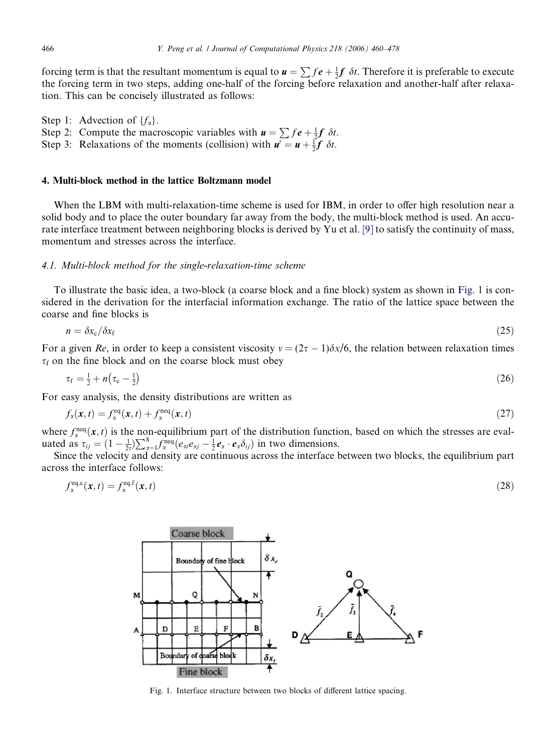forcing term is that the resultant momentum is equal to $\boldsymbol{u} = \sum f\boldsymbol{e} + \frac{1}{2}\boldsymbol{f}\ \delta t$. Therefore it is preferable to execute the forcing term in two steps, adding one-half of the forcing before relaxation and another-half after relaxation. This can be concisely illustrated as follows:

Step 1: Advection of $\{f_\alpha\}$.
Step 2: Compute the macroscopic variables with $\boldsymbol{u} = \sum f\boldsymbol{e} + \frac{1}{2}\boldsymbol{f}\ \delta t$.
Step 3: Relaxations of the moments (collision) with $\boldsymbol{u}' = \boldsymbol{u} + \frac{1}{2}\boldsymbol{f}\ \delta t$.

## 4. Multi-block method in the lattice Boltzmann model

When the LBM with multi-relaxation-time scheme is used for IBM, in order to offer high resolution near a solid body and to place the outer boundary far away from the body, the multi-block method is used. An accurate interface treatment between neighboring blocks is derived by Yu et al. [9] to satisfy the continuity of mass, momentum and stresses across the interface.

### 4.1. Multi-block method for the single-relaxation-time scheme

To illustrate the basic idea, a two-block (a coarse block and a fine block) system as shown in Fig. 1 is considered in the derivation for the interfacial information exchange. The ratio of the lattice space between the coarse and fine blocks is

$$n = \delta x_{\rm c}/\delta x_{\rm f} \tag{25}$$

For a given $Re$, in order to keep a consistent viscosity $\nu = (2\tau - 1)\delta x/6$, the relation between relaxation times $\tau_{\rm f}$ on the fine block and on the coarse block must obey

$$\tau_{\rm f} = \frac{1}{2} + n\left(\tau_{\rm c} - \frac{1}{2}\right) \tag{26}$$

For easy analysis, the density distributions are written as

$$f_\alpha(\boldsymbol{x}, t) = f_\alpha^{\rm eq}(\boldsymbol{x}, t) + f_\alpha^{\rm neq}(\boldsymbol{x}, t) \tag{27}$$

where $f_\alpha^{\rm neq}(\boldsymbol{x}, t)$ is the non-equilibrium part of the distribution function, based on which the stresses are evaluated as $\tau_{ij} = (1 - \frac{1}{2\tau})\sum_{\alpha=1}^{8} f_\alpha^{\rm neq}(e_{\alpha i}e_{\alpha j} - \frac{1}{2}\boldsymbol{e}_\alpha \cdot \boldsymbol{e}_\alpha \delta_{ij})$ in two dimensions.

Since the velocity and density are continuous across the interface between two blocks, the equilibrium part across the interface follows:

$$f_\alpha^{\rm eq,c}(\boldsymbol{x}, t) = f_\alpha^{\rm eq,f}(\boldsymbol{x}, t) \tag{28}$$

Fig. 1. Interface structure between two blocks of different lattice spacing.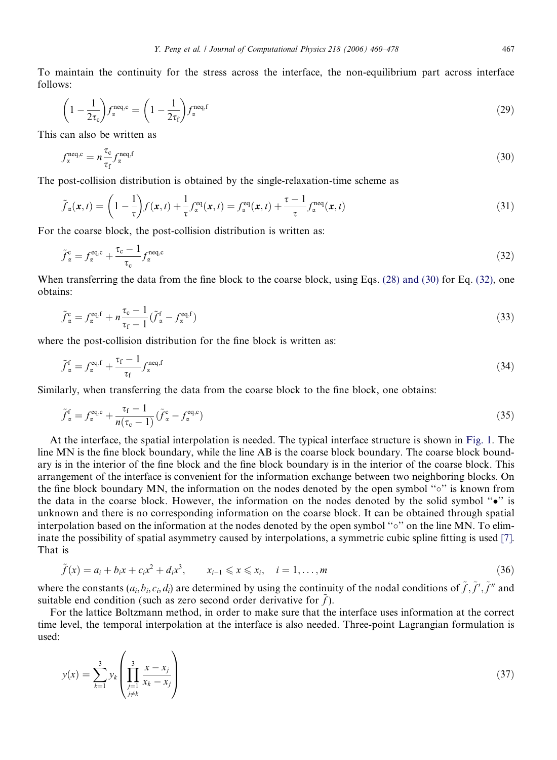To maintain the continuity for the stress across the interface, the non-equilibrium part across interface follows:

$$\left(1 - \frac{1}{2\tau_c}\right) f_\alpha^{\text{neq,c}} = \left(1 - \frac{1}{2\tau_f}\right) f_\alpha^{\text{neq,f}} \tag{29}$$

This can also be written as

$$f_\alpha^{\text{neq,c}} = n \frac{\tau_c}{\tau_f} f_\alpha^{\text{neq,f}} \tag{30}$$

The post-collision distribution is obtained by the single-relaxation-time scheme as

$$\tilde{f}_\alpha(\boldsymbol{x}, t) = \left(1 - \frac{1}{\tau}\right) f(\boldsymbol{x}, t) + \frac{1}{\tau} f_\alpha^{\text{eq}}(\boldsymbol{x}, t) = f_\alpha^{\text{eq}}(\boldsymbol{x}, t) + \frac{\tau - 1}{\tau} f_\alpha^{\text{neq}}(\boldsymbol{x}, t) \tag{31}$$

For the coarse block, the post-collision distribution is written as:

$$\tilde{f}_\alpha^{\text{c}} = f_\alpha^{\text{eq,c}} + \frac{\tau_c - 1}{\tau_c} f_\alpha^{\text{neq,c}} \tag{32}$$

When transferring the data from the fine block to the coarse block, using Eqs. (28) and (30) for Eq. (32), one obtains:

$$\tilde{f}_\alpha^{\text{c}} = f_\alpha^{\text{eq,f}} + n \frac{\tau_c - 1}{\tau_f - 1} (\tilde{f}_\alpha^{\text{f}} - f_\alpha^{\text{eq,f}}) \tag{33}$$

where the post-collision distribution for the fine block is written as:

$$\tilde{f}_\alpha^{\text{f}} = f_\alpha^{\text{eq,f}} + \frac{\tau_f - 1}{\tau_f} f_\alpha^{\text{neq,f}} \tag{34}$$

Similarly, when transferring the data from the coarse block to the fine block, one obtains:

$$\tilde{f}_\alpha^{\text{f}} = f_\alpha^{\text{eq,c}} + \frac{\tau_f - 1}{n(\tau_c - 1)} (\tilde{f}_\alpha^{\text{c}} - f_\alpha^{\text{eq,c}}) \tag{35}$$

At the interface, the spatial interpolation is needed. The typical interface structure is shown in Fig. 1. The line MN is the fine block boundary, while the line AB is the coarse block boundary. The coarse block boundary is in the interior of the fine block and the fine block boundary is in the interior of the coarse block. This arrangement of the interface is convenient for the information exchange between two neighboring blocks. On the fine block boundary MN, the information on the nodes denoted by the open symbol "○" is known from the data in the coarse block. However, the information on the nodes denoted by the solid symbol "•" is unknown and there is no corresponding information on the coarse block. It can be obtained through spatial interpolation based on the information at the nodes denoted by the open symbol "○" on the line MN. To eliminate the possibility of spatial asymmetry caused by interpolations, a symmetric cubic spline fitting is used [7]. That is

$$\tilde{f}(x) = a_i + b_i x + c_i x^2 + d_i x^3, \qquad x_{i-1} \leqslant x \leqslant x_i, \quad i = 1, \ldots, m \tag{36}$$

where the constants $(a_i, b_i, c_i, d_i)$ are determined by using the continuity of the nodal conditions of $\tilde{f}, \tilde{f}', \tilde{f}''$ and suitable end condition (such as zero second order derivative for $\tilde{f}$).

For the lattice Boltzmann method, in order to make sure that the interface uses information at the correct time level, the temporal interpolation at the interface is also needed. Three-point Lagrangian formulation is used:

$$y(x) = \sum_{k=1}^{3} y_k \left( \prod_{\substack{j=1 \\ j \neq k}}^{3} \frac{x - x_j}{x_k - x_j} \right) \tag{37}$$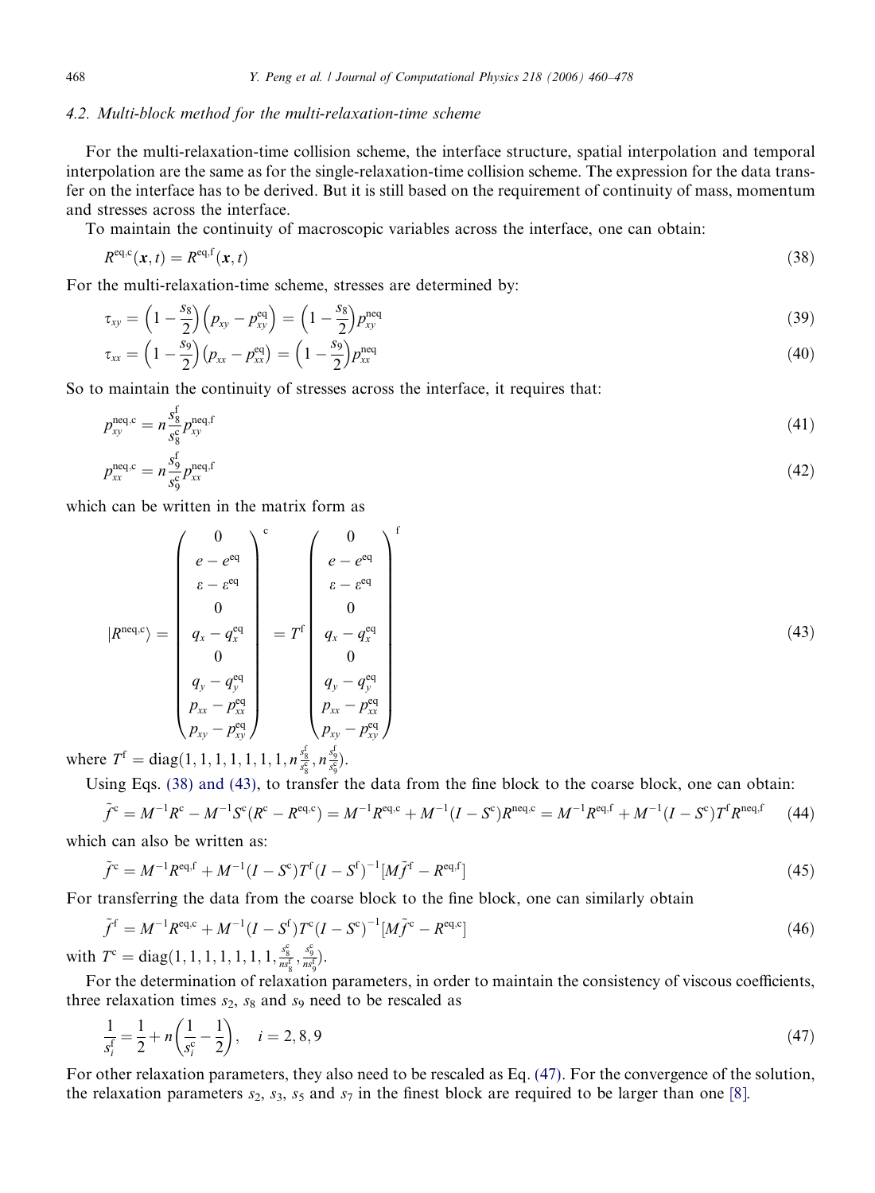### 4.2. Multi-block method for the multi-relaxation-time scheme

For the multi-relaxation-time collision scheme, the interface structure, spatial interpolation and temporal interpolation are the same as for the single-relaxation-time collision scheme. The expression for the data transfer on the interface has to be derived. But it is still based on the requirement of continuity of mass, momentum and stresses across the interface.

To maintain the continuity of macroscopic variables across the interface, one can obtain:

$$R^{\mathrm{eq,c}}(\boldsymbol{x},t) = R^{\mathrm{eq,f}}(\boldsymbol{x},t) \tag{38}$$

For the multi-relaxation-time scheme, stresses are determined by:

$$\tau_{xy} = \left(1-\frac{s_8}{2}\right)\left(p_{xy}-p_{xy}^{\mathrm{eq}}\right) = \left(1-\frac{s_8}{2}\right)p_{xy}^{\mathrm{neq}} \tag{39}$$

$$\tau_{xx} = \left(1-\frac{s_9}{2}\right)\left(p_{xx}-p_{xx}^{\mathrm{eq}}\right) = \left(1-\frac{s_9}{2}\right)p_{xx}^{\mathrm{neq}} \tag{40}$$

So to maintain the continuity of stresses across the interface, it requires that:

$$p_{xy}^{\mathrm{neq,c}} = n\frac{s_8^{\mathrm{f}}}{s_8^{\mathrm{c}}}p_{xy}^{\mathrm{neq,f}} \tag{41}$$

$$p_{xx}^{\mathrm{neq,c}} = n\frac{s_9^{\mathrm{f}}}{s_9^{\mathrm{c}}}p_{xx}^{\mathrm{neq,f}} \tag{42}$$

which can be written in the matrix form as

$$|R^{\mathrm{neq,c}}\rangle = \begin{pmatrix} 0 \\ e-e^{\mathrm{eq}} \\ \varepsilon-\varepsilon^{\mathrm{eq}} \\ 0 \\ q_x-q_x^{\mathrm{eq}} \\ 0 \\ q_y-q_y^{\mathrm{eq}} \\ p_{xx}-p_{xx}^{\mathrm{eq}} \\ p_{xy}-p_{xy}^{\mathrm{eq}} \end{pmatrix}^{\mathrm{c}} = T^{\mathrm{f}} \begin{pmatrix} 0 \\ e-e^{\mathrm{eq}} \\ \varepsilon-\varepsilon^{\mathrm{eq}} \\ 0 \\ q_x-q_x^{\mathrm{eq}} \\ 0 \\ q_y-q_y^{\mathrm{eq}} \\ p_{xx}-p_{xx}^{\mathrm{eq}} \\ p_{xy}-p_{xy}^{\mathrm{eq}} \end{pmatrix}^{\mathrm{f}} \tag{43}$$

where $T^{\mathrm{f}} = \mathrm{diag}\left(1,1,1,1,1,1,1,n\frac{s_8^{\mathrm{f}}}{s_8^{\mathrm{c}}},n\frac{s_9^{\mathrm{f}}}{s_9^{\mathrm{c}}}\right)$.

Using Eqs. (38) and (43), to transfer the data from the fine block to the coarse block, one can obtain:

$$\tilde{f}^{\mathrm{c}} = M^{-1}R^{\mathrm{c}} - M^{-1}S^{\mathrm{c}}(R^{\mathrm{c}}-R^{\mathrm{eq,c}}) = M^{-1}R^{\mathrm{eq,c}} + M^{-1}(I-S^{\mathrm{c}})R^{\mathrm{neq,c}} = M^{-1}R^{\mathrm{eq,f}} + M^{-1}(I-S^{\mathrm{c}})T^{\mathrm{f}}R^{\mathrm{neq,f}} \tag{44}$$

which can also be written as:

$$\tilde{f}^{\mathrm{c}} = M^{-1}R^{\mathrm{eq,f}} + M^{-1}(I-S^{\mathrm{c}})T^{\mathrm{f}}(I-S^{\mathrm{f}})^{-1}[M\tilde{f}^{\mathrm{f}} - R^{\mathrm{eq,f}}] \tag{45}$$

For transferring the data from the coarse block to the fine block, one can similarly obtain

$$\tilde{f}^{\mathrm{f}} = M^{-1}R^{\mathrm{eq,c}} + M^{-1}(I-S^{\mathrm{f}})T^{\mathrm{c}}(I-S^{\mathrm{c}})^{-1}[M\tilde{f}^{\mathrm{c}} - R^{\mathrm{eq,c}}] \tag{46}$$

with $T^{\mathrm{c}} = \mathrm{diag}\left(1,1,1,1,1,1,1,\frac{s_8^{\mathrm{c}}}{ns_8^{\mathrm{f}}},\frac{s_9^{\mathrm{c}}}{ns_9^{\mathrm{f}}}\right)$.

For the determination of relaxation parameters, in order to maintain the consistency of viscous coefficients, three relaxation times $s_2$, $s_8$ and $s_9$ need to be rescaled as

$$\frac{1}{s_i^{\mathrm{f}}} = \frac{1}{2} + n\left(\frac{1}{s_i^{\mathrm{c}}}-\frac{1}{2}\right), \quad i = 2,8,9 \tag{47}$$

For other relaxation parameters, they also need to be rescaled as Eq. (47). For the convergence of the solution, the relaxation parameters $s_2$, $s_3$, $s_5$ and $s_7$ in the finest block are required to be larger than one [8].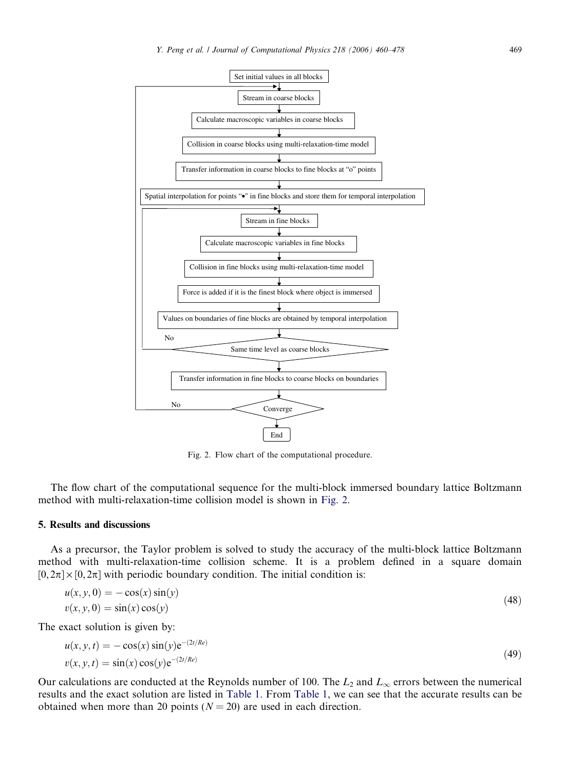Set initial values in all blocks

Stream in coarse blocks

Calculate macroscopic variables in coarse blocks

Collision in coarse blocks using multi-relaxation-time model

Transfer information in coarse blocks to fine blocks at "o" points

Spatial interpolation for points "•" in fine blocks and store them for temporal interpolation

Stream in fine blocks

Calculate macroscopic variables in fine blocks

Collision in fine blocks using multi-relaxation-time model

Force is added if it is the finest block where object is immersed

Values on boundaries of fine blocks are obtained by temporal interpolation

Same time level as coarse blocks (No)

Transfer information in fine blocks to coarse blocks on boundaries

Converge (No)

End

Fig. 2. Flow chart of the computational procedure.

The flow chart of the computational sequence for the multi-block immersed boundary lattice Boltzmann method with multi-relaxation-time collision model is shown in Fig. 2.

## 5. Results and discussions

As a precursor, the Taylor problem is solved to study the accuracy of the multi-block lattice Boltzmann method with multi-relaxation-time collision scheme. It is a problem defined in a square domain $[0,2\pi]\times[0,2\pi]$ with periodic boundary condition. The initial condition is:

$$
\begin{aligned}
u(x,y,0) &= -\cos(x)\sin(y) \\
v(x,y,0) &= \sin(x)\cos(y)
\end{aligned}
\tag{48}
$$

The exact solution is given by:

$$
\begin{aligned}
u(x,y,t) &= -\cos(x)\sin(y)\mathrm{e}^{-(2t/Re)} \\
v(x,y,t) &= \sin(x)\cos(y)\mathrm{e}^{-(2t/Re)}
\end{aligned}
\tag{49}
$$

Our calculations are conducted at the Reynolds number of 100. The $L_2$ and $L_\infty$ errors between the numerical results and the exact solution are listed in Table 1. From Table 1, we can see that the accurate results can be obtained when more than 20 points ($N = 20$) are used in each direction.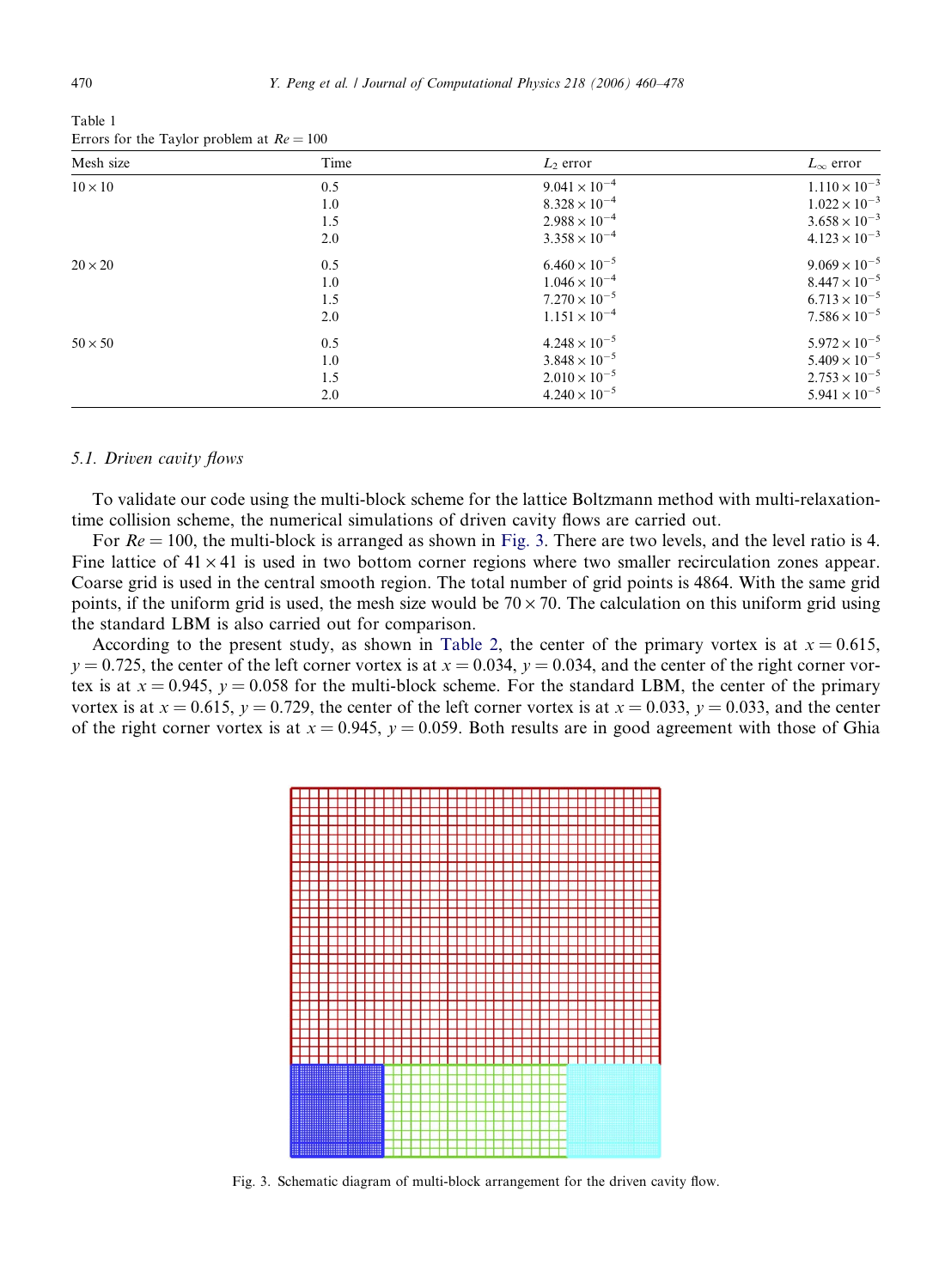Table 1
Errors for the Taylor problem at $Re = 100$

| Mesh size | Time | $L_2$ error | $L_\infty$ error |
|---|---|---|---|
| $10 \times 10$ | 0.5 | $9.041 \times 10^{-4}$ | $1.110 \times 10^{-3}$ |
| | 1.0 | $8.328 \times 10^{-4}$ | $1.022 \times 10^{-3}$ |
| | 1.5 | $2.988 \times 10^{-4}$ | $3.658 \times 10^{-3}$ |
| | 2.0 | $3.358 \times 10^{-4}$ | $4.123 \times 10^{-3}$ |
| $20 \times 20$ | 0.5 | $6.460 \times 10^{-5}$ | $9.069 \times 10^{-5}$ |
| | 1.0 | $1.046 \times 10^{-4}$ | $8.447 \times 10^{-5}$ |
| | 1.5 | $7.270 \times 10^{-5}$ | $6.713 \times 10^{-5}$ |
| | 2.0 | $1.151 \times 10^{-4}$ | $7.586 \times 10^{-5}$ |
| $50 \times 50$ | 0.5 | $4.248 \times 10^{-5}$ | $5.972 \times 10^{-5}$ |
| | 1.0 | $3.848 \times 10^{-5}$ | $5.409 \times 10^{-5}$ |
| | 1.5 | $2.010 \times 10^{-5}$ | $2.753 \times 10^{-5}$ |
| | 2.0 | $4.240 \times 10^{-5}$ | $5.941 \times 10^{-5}$ |

### 5.1. Driven cavity flows

To validate our code using the multi-block scheme for the lattice Boltzmann method with multi-relaxation-time collision scheme, the numerical simulations of driven cavity flows are carried out.

For $Re = 100$, the multi-block is arranged as shown in Fig. 3. There are two levels, and the level ratio is 4. Fine lattice of $41 \times 41$ is used in two bottom corner regions where two smaller recirculation zones appear. Coarse grid is used in the central smooth region. The total number of grid points is 4864. With the same grid points, if the uniform grid is used, the mesh size would be $70 \times 70$. The calculation on this uniform grid using the standard LBM is also carried out for comparison.

According to the present study, as shown in Table 2, the center of the primary vortex is at $x = 0.615$, $y = 0.725$, the center of the left corner vortex is at $x = 0.034$, $y = 0.034$, and the center of the right corner vortex is at $x = 0.945$, $y = 0.058$ for the multi-block scheme. For the standard LBM, the center of the primary vortex is at $x = 0.615$, $y = 0.729$, the center of the left corner vortex is at $x = 0.033$, $y = 0.033$, and the center of the right corner vortex is at $x = 0.945$, $y = 0.059$. Both results are in good agreement with those of Ghia

Fig. 3. Schematic diagram of multi-block arrangement for the driven cavity flow.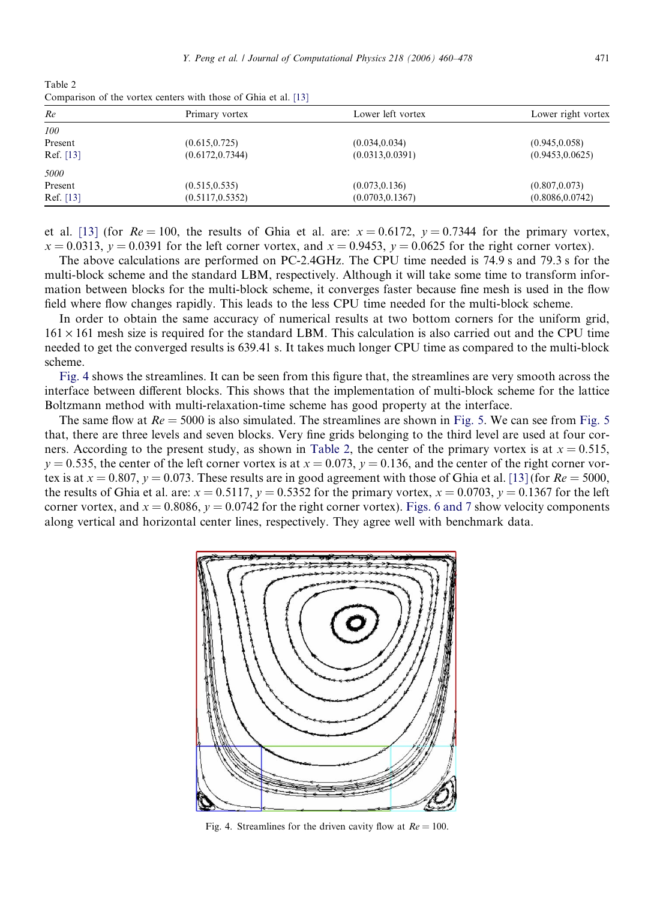Table 2
Comparison of the vortex centers with those of Ghia et al. [13]

| *Re* | Primary vortex | Lower left vortex | Lower right vortex |
|---|---|---|---|
| *100* | | | |
| Present | (0.615,0.725) | (0.034,0.034) | (0.945,0.058) |
| Ref. [13] | (0.6172,0.7344) | (0.0313,0.0391) | (0.9453,0.0625) |
| *5000* | | | |
| Present | (0.515,0.535) | (0.073,0.136) | (0.807,0.073) |
| Ref. [13] | (0.5117,0.5352) | (0.0703,0.1367) | (0.8086,0.0742) |

et al. [13] (for $Re = 100$, the results of Ghia et al. are: $x = 0.6172$, $y = 0.7344$ for the primary vortex, $x = 0.0313$, $y = 0.0391$ for the left corner vortex, and $x = 0.9453$, $y = 0.0625$ for the right corner vortex).

The above calculations are performed on PC-2.4GHz. The CPU time needed is 74.9 s and 79.3 s for the multi-block scheme and the standard LBM, respectively. Although it will take some time to transform information between blocks for the multi-block scheme, it converges faster because fine mesh is used in the flow field where flow changes rapidly. This leads to the less CPU time needed for the multi-block scheme.

In order to obtain the same accuracy of numerical results at two bottom corners for the uniform grid, $161 \times 161$ mesh size is required for the standard LBM. This calculation is also carried out and the CPU time needed to get the converged results is 639.41 s. It takes much longer CPU time as compared to the multi-block scheme.

Fig. 4 shows the streamlines. It can be seen from this figure that, the streamlines are very smooth across the interface between different blocks. This shows that the implementation of multi-block scheme for the lattice Boltzmann method with multi-relaxation-time scheme has good property at the interface.

The same flow at $Re = 5000$ is also simulated. The streamlines are shown in Fig. 5. We can see from Fig. 5 that, there are three levels and seven blocks. Very fine grids belonging to the third level are used at four corners. According to the present study, as shown in Table 2, the center of the primary vortex is at $x = 0.515$, $y = 0.535$, the center of the left corner vortex is at $x = 0.073$, $y = 0.136$, and the center of the right corner vortex is at $x = 0.807$, $y = 0.073$. These results are in good agreement with those of Ghia et al. [13] (for $Re = 5000$, the results of Ghia et al. are: $x = 0.5117$, $y = 0.5352$ for the primary vortex, $x = 0.0703$, $y = 0.1367$ for the left corner vortex, and $x = 0.8086$, $y = 0.0742$ for the right corner vortex). Figs. 6 and 7 show velocity components along vertical and horizontal center lines, respectively. They agree well with benchmark data.

Fig. 4. Streamlines for the driven cavity flow at $Re = 100$.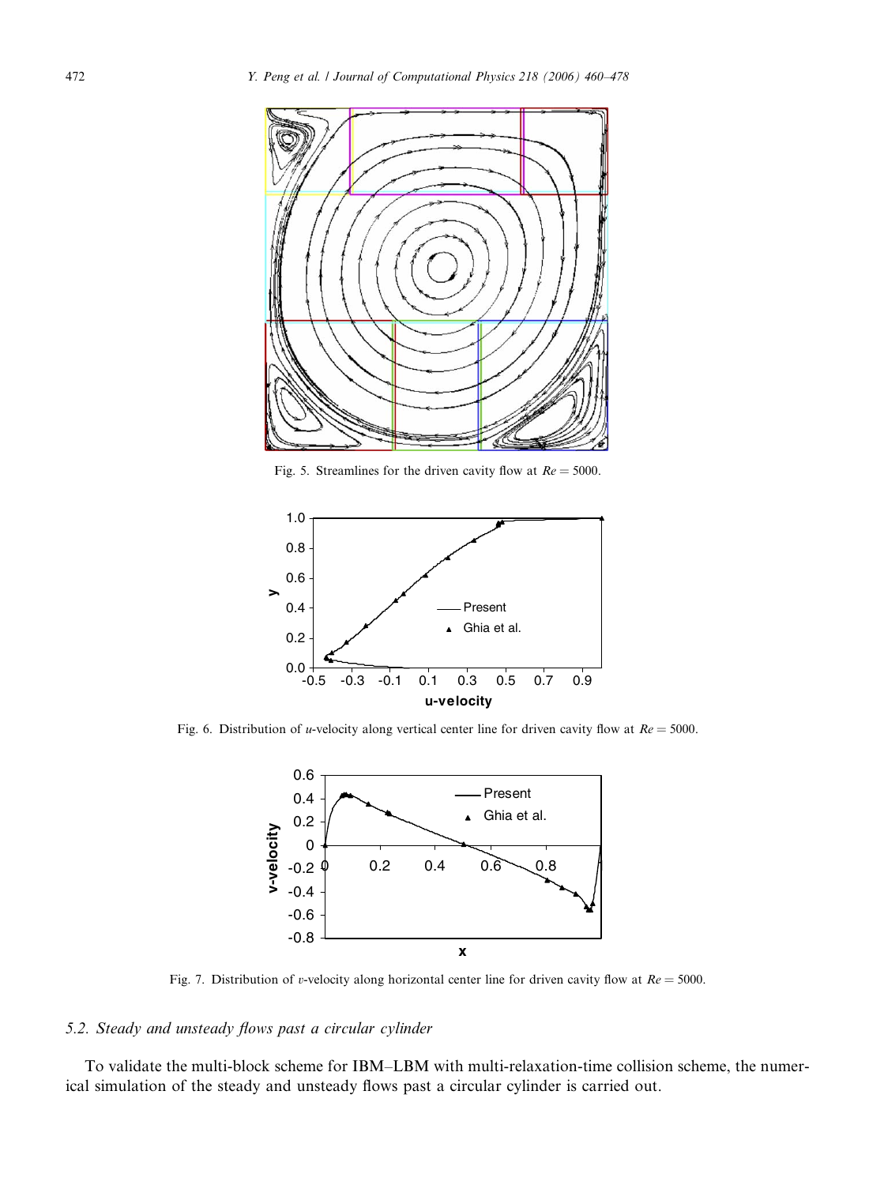Fig. 5. Streamlines for the driven cavity flow at $Re = 5000$.

Fig. 6. Distribution of $u$-velocity along vertical center line for driven cavity flow at $Re = 5000$.

Fig. 7. Distribution of $v$-velocity along horizontal center line for driven cavity flow at $Re = 5000$.

### 5.2. Steady and unsteady flows past a circular cylinder

To validate the multi-block scheme for IBM–LBM with multi-relaxation-time collision scheme, the numerical simulation of the steady and unsteady flows past a circular cylinder is carried out.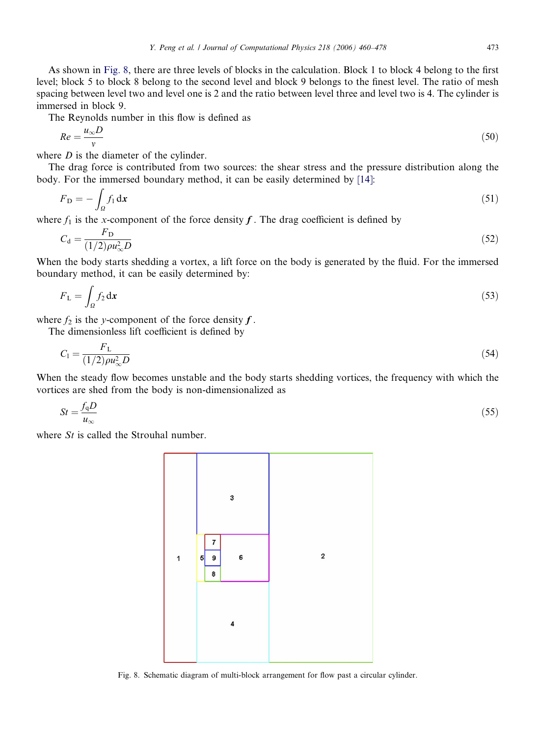As shown in Fig. 8, there are three levels of blocks in the calculation. Block 1 to block 4 belong to the first level; block 5 to block 8 belong to the second level and block 9 belongs to the finest level. The ratio of mesh spacing between level two and level one is 2 and the ratio between level three and level two is 4. The cylinder is immersed in block 9.

The Reynolds number in this flow is defined as

$$Re = \frac{u_\infty D}{v} \tag{50}$$

where $D$ is the diameter of the cylinder.

The drag force is contributed from two sources: the shear stress and the pressure distribution along the body. For the immersed boundary method, it can be easily determined by [14]:

$$F_D = -\int_\Omega f_1 \, \mathrm{d}\boldsymbol{x} \tag{51}$$

where $f_1$ is the $x$-component of the force density $\boldsymbol{f}$. The drag coefficient is defined by

$$C_d = \frac{F_D}{(1/2)\rho u_\infty^2 D} \tag{52}$$

When the body starts shedding a vortex, a lift force on the body is generated by the fluid. For the immersed boundary method, it can be easily determined by:

$$F_L = \int_\Omega f_2 \, \mathrm{d}\boldsymbol{x} \tag{53}$$

where $f_2$ is the $y$-component of the force density $\boldsymbol{f}$.

The dimensionless lift coefficient is defined by

$$C_l = \frac{F_L}{(1/2)\rho u_\infty^2 D} \tag{54}$$

When the steady flow becomes unstable and the body starts shedding vortices, the frequency with which the vortices are shed from the body is non-dimensionalized as

$$St = \frac{f_q D}{u_\infty} \tag{55}$$

where $St$ is called the Strouhal number.

Fig. 8. Schematic diagram of multi-block arrangement for flow past a circular cylinder.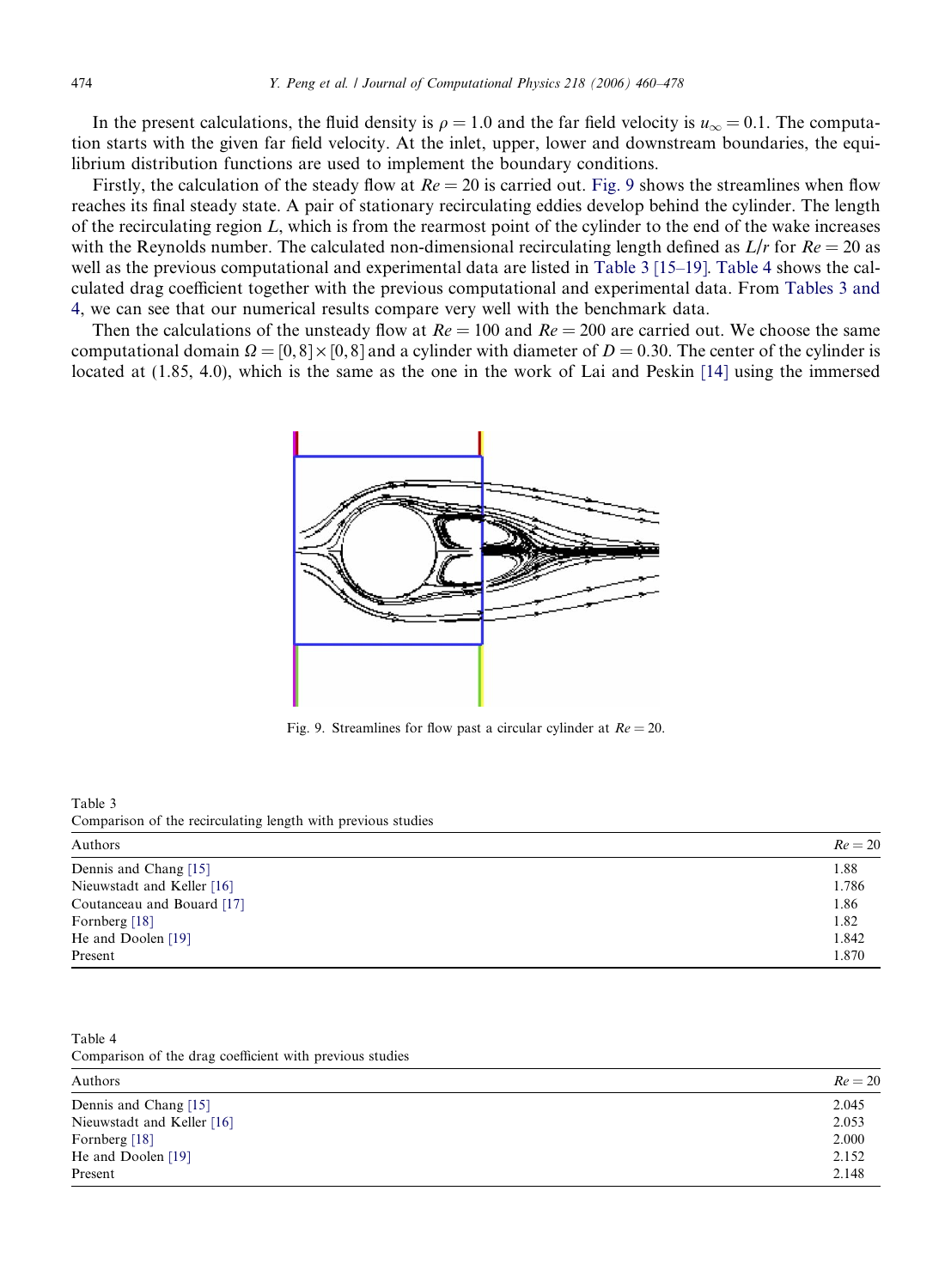In the present calculations, the fluid density is $\rho = 1.0$ and the far field velocity is $u_\infty = 0.1$. The computation starts with the given far field velocity. At the inlet, upper, lower and downstream boundaries, the equilibrium distribution functions are used to implement the boundary conditions.

Firstly, the calculation of the steady flow at $Re = 20$ is carried out. Fig. 9 shows the streamlines when flow reaches its final steady state. A pair of stationary recirculating eddies develop behind the cylinder. The length of the recirculating region $L$, which is from the rearmost point of the cylinder to the end of the wake increases with the Reynolds number. The calculated non-dimensional recirculating length defined as $L/r$ for $Re = 20$ as well as the previous computational and experimental data are listed in Table 3 [15–19]. Table 4 shows the calculated drag coefficient together with the previous computational and experimental data. From Tables 3 and 4, we can see that our numerical results compare very well with the benchmark data.

Then the calculations of the unsteady flow at $Re = 100$ and $Re = 200$ are carried out. We choose the same computational domain $\Omega = [0, 8] \times [0, 8]$ and a cylinder with diameter of $D = 0.30$. The center of the cylinder is located at (1.85, 4.0), which is the same as the one in the work of Lai and Peskin [14] using the immersed

Fig. 9. Streamlines for flow past a circular cylinder at $Re = 20$.

Table 3
Comparison of the recirculating length with previous studies

| Authors | $Re = 20$ |
|---|---|
| Dennis and Chang [15] | 1.88 |
| Nieuwstadt and Keller [16] | 1.786 |
| Coutanceau and Bouard [17] | 1.86 |
| Fornberg [18] | 1.82 |
| He and Doolen [19] | 1.842 |
| Present | 1.870 |

Table 4
Comparison of the drag coefficient with previous studies

| Authors | $Re = 20$ |
|---|---|
| Dennis and Chang [15] | 2.045 |
| Nieuwstadt and Keller [16] | 2.053 |
| Fornberg [18] | 2.000 |
| He and Doolen [19] | 2.152 |
| Present | 2.148 |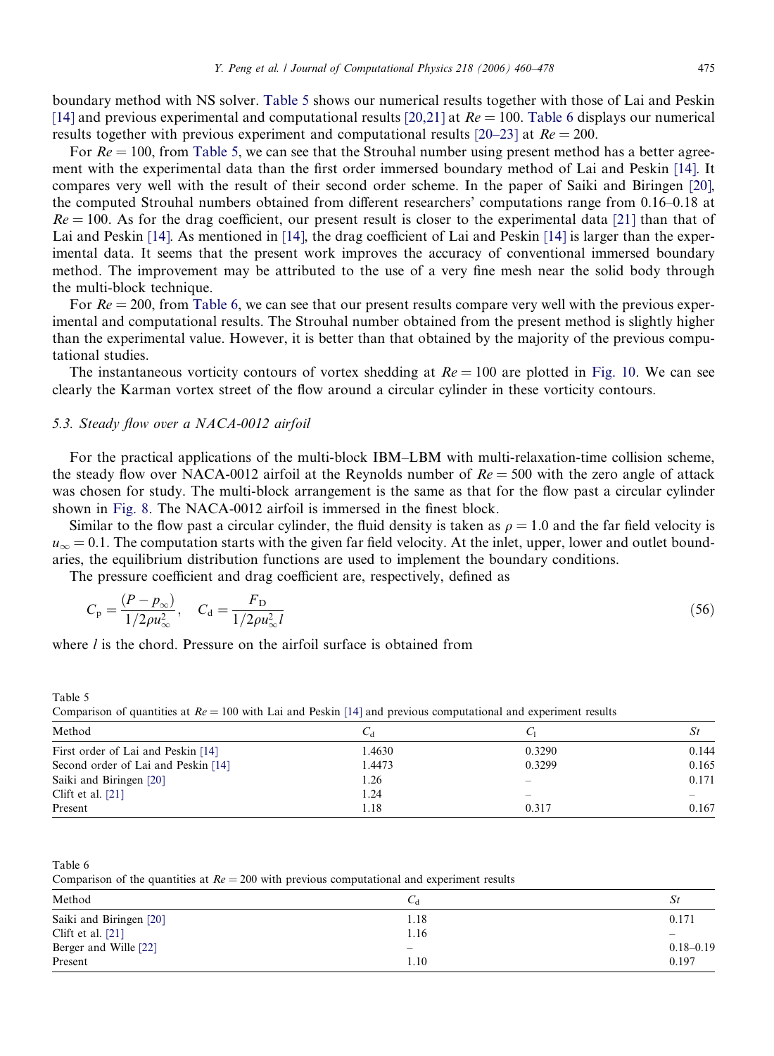boundary method with NS solver. Table 5 shows our numerical results together with those of Lai and Peskin [14] and previous experimental and computational results [20,21] at $Re = 100$. Table 6 displays our numerical results together with previous experiment and computational results [20–23] at $Re = 200$.

For $Re = 100$, from Table 5, we can see that the Strouhal number using present method has a better agreement with the experimental data than the first order immersed boundary method of Lai and Peskin [14]. It compares very well with the result of their second order scheme. In the paper of Saiki and Biringen [20], the computed Strouhal numbers obtained from different researchers' computations range from 0.16–0.18 at $Re = 100$. As for the drag coefficient, our present result is closer to the experimental data [21] than that of Lai and Peskin [14]. As mentioned in [14], the drag coefficient of Lai and Peskin [14] is larger than the experimental data. It seems that the present work improves the accuracy of conventional immersed boundary method. The improvement may be attributed to the use of a very fine mesh near the solid body through the multi-block technique.

For $Re = 200$, from Table 6, we can see that our present results compare very well with the previous experimental and computational results. The Strouhal number obtained from the present method is slightly higher than the experimental value. However, it is better than that obtained by the majority of the previous computational studies.

The instantaneous vorticity contours of vortex shedding at $Re = 100$ are plotted in Fig. 10. We can see clearly the Karman vortex street of the flow around a circular cylinder in these vorticity contours.

### 5.3. Steady flow over a NACA-0012 airfoil

For the practical applications of the multi-block IBM–LBM with multi-relaxation-time collision scheme, the steady flow over NACA-0012 airfoil at the Reynolds number of $Re = 500$ with the zero angle of attack was chosen for study. The multi-block arrangement is the same as that for the flow past a circular cylinder shown in Fig. 8. The NACA-0012 airfoil is immersed in the finest block.

Similar to the flow past a circular cylinder, the fluid density is taken as $\rho = 1.0$ and the far field velocity is $u_\infty = 0.1$. The computation starts with the given far field velocity. At the inlet, upper, lower and outlet boundaries, the equilibrium distribution functions are used to implement the boundary conditions.

The pressure coefficient and drag coefficient are, respectively, defined as

$$C_p = \frac{(P - p_\infty)}{1/2\rho u_\infty^2}, \quad C_d = \frac{F_D}{1/2\rho u_\infty^2 l} \tag{56}$$

where $l$ is the chord. Pressure on the airfoil surface is obtained from

Table 5
Comparison of quantities at $Re = 100$ with Lai and Peskin [14] and previous computational and experiment results

| Method | $C_d$ | $C_l$ | $St$ |
|---|---|---|---|
| First order of Lai and Peskin [14] | 1.4630 | 0.3290 | 0.144 |
| Second order of Lai and Peskin [14] | 1.4473 | 0.3299 | 0.165 |
| Saiki and Biringen [20] | 1.26 | – | 0.171 |
| Clift et al. [21] | 1.24 | – | – |
| Present | 1.18 | 0.317 | 0.167 |

Table 6
Comparison of the quantities at $Re = 200$ with previous computational and experiment results

| Method | $C_d$ | $St$ |
|---|---|---|
| Saiki and Biringen [20] | 1.18 | 0.171 |
| Clift et al. [21] | 1.16 | – |
| Berger and Wille [22] | – | 0.18–0.19 |
| Present | 1.10 | 0.197 |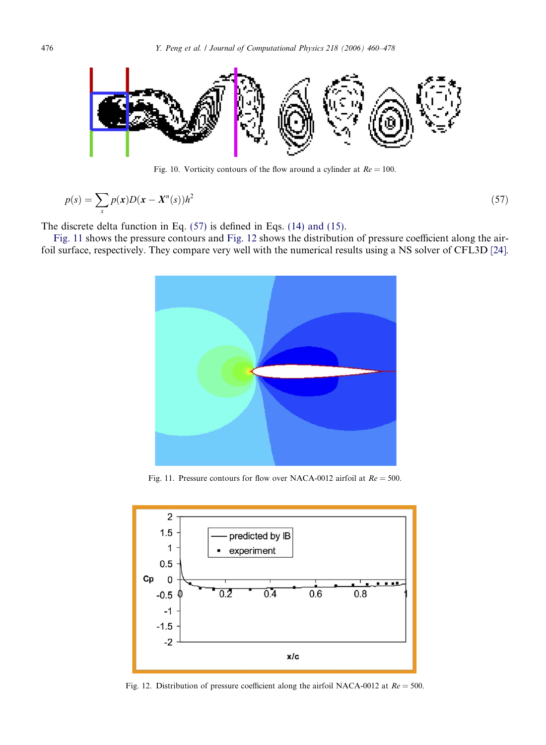Fig. 10. Vorticity contours of the flow around a cylinder at $Re = 100$.

$$p(s) = \sum_{x} p(\boldsymbol{x}) D(\boldsymbol{x} - \boldsymbol{X}^n(s)) h^2 \tag{57}$$

The discrete delta function in Eq. (57) is defined in Eqs. (14) and (15).

Fig. 11 shows the pressure contours and Fig. 12 shows the distribution of pressure coefficient along the airfoil surface, respectively. They compare very well with the numerical results using a NS solver of CFL3D [24].

Fig. 11. Pressure contours for flow over NACA-0012 airfoil at $Re = 500$.

Fig. 12. Distribution of pressure coefficient along the airfoil NACA-0012 at $Re = 500$.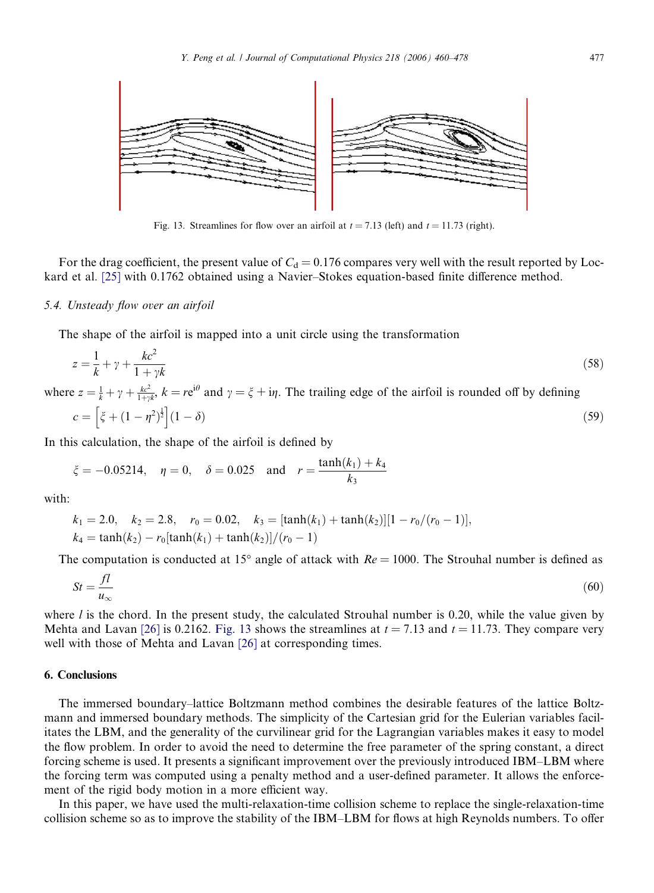Fig. 13. Streamlines for flow over an airfoil at $t = 7.13$ (left) and $t = 11.73$ (right).

For the drag coefficient, the present value of $C_d = 0.176$ compares very well with the result reported by Lockard et al. [25] with 0.1762 obtained using a Navier–Stokes equation-based finite difference method.

### 5.4. Unsteady flow over an airfoil

The shape of the airfoil is mapped into a unit circle using the transformation

$$z = \frac{1}{k} + \gamma + \frac{kc^2}{1 + \gamma k} \tag{58}$$

where $z = \frac{1}{k} + \gamma + \frac{kc^2}{1+\gamma k}$, $k = re^{i\theta}$ and $\gamma = \xi + i\eta$. The trailing edge of the airfoil is rounded off by defining

$$c = \left[\xi + (1 - \eta^2)^{\frac{1}{2}}\right](1 - \delta) \tag{59}$$

In this calculation, the shape of the airfoil is defined by

$$\xi = -0.05214, \quad \eta = 0, \quad \delta = 0.025 \quad \text{and} \quad r = \frac{\tanh(k_1) + k_4}{k_3}$$

with:

$$k_1 = 2.0, \quad k_2 = 2.8, \quad r_0 = 0.02, \quad k_3 = [\tanh(k_1) + \tanh(k_2)][1 - r_0/(r_0 - 1)],$$
$$k_4 = \tanh(k_2) - r_0[\tanh(k_1) + \tanh(k_2)]/(r_0 - 1)$$

The computation is conducted at 15° angle of attack with $Re = 1000$. The Strouhal number is defined as

$$St = \frac{fl}{u_\infty} \tag{60}$$

where $l$ is the chord. In the present study, the calculated Strouhal number is 0.20, while the value given by Mehta and Lavan [26] is 0.2162. Fig. 13 shows the streamlines at $t = 7.13$ and $t = 11.73$. They compare very well with those of Mehta and Lavan [26] at corresponding times.

## 6. Conclusions

The immersed boundary–lattice Boltzmann method combines the desirable features of the lattice Boltzmann and immersed boundary methods. The simplicity of the Cartesian grid for the Eulerian variables facilitates the LBM, and the generality of the curvilinear grid for the Lagrangian variables makes it easy to model the flow problem. In order to avoid the need to determine the free parameter of the spring constant, a direct forcing scheme is used. It presents a significant improvement over the previously introduced IBM–LBM where the forcing term was computed using a penalty method and a user-defined parameter. It allows the enforcement of the rigid body motion in a more efficient way.

In this paper, we have used the multi-relaxation-time collision scheme to replace the single-relaxation-time collision scheme so as to improve the stability of the IBM–LBM for flows at high Reynolds numbers. To offer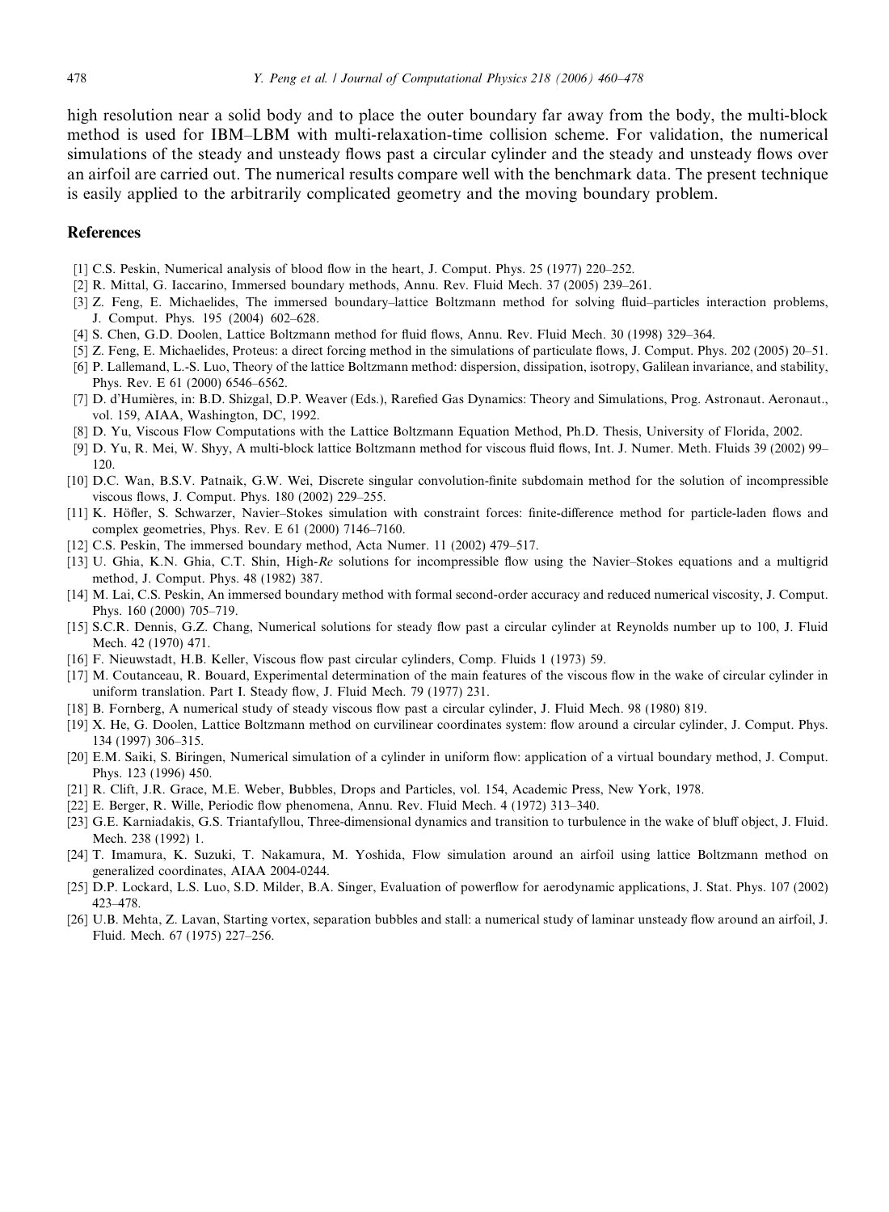high resolution near a solid body and to place the outer boundary far away from the body, the multi-block method is used for IBM–LBM with multi-relaxation-time collision scheme. For validation, the numerical simulations of the steady and unsteady flows past a circular cylinder and the steady and unsteady flows over an airfoil are carried out. The numerical results compare well with the benchmark data. The present technique is easily applied to the arbitrarily complicated geometry and the moving boundary problem.

## References

[1] C.S. Peskin, Numerical analysis of blood flow in the heart, J. Comput. Phys. 25 (1977) 220–252.

[2] R. Mittal, G. Iaccarino, Immersed boundary methods, Annu. Rev. Fluid Mech. 37 (2005) 239–261.

[3] Z. Feng, E. Michaelides, The immersed boundary–lattice Boltzmann method for solving fluid–particles interaction problems, J. Comput. Phys. 195 (2004) 602–628.

[4] S. Chen, G.D. Doolen, Lattice Boltzmann method for fluid flows, Annu. Rev. Fluid Mech. 30 (1998) 329–364.

[5] Z. Feng, E. Michaelides, Proteus: a direct forcing method in the simulations of particulate flows, J. Comput. Phys. 202 (2005) 20–51.

[6] P. Lallemand, L.-S. Luo, Theory of the lattice Boltzmann method: dispersion, dissipation, isotropy, Galilean invariance, and stability, Phys. Rev. E 61 (2000) 6546–6562.

[7] D. d'Humières, in: B.D. Shizgal, D.P. Weaver (Eds.), Rarefied Gas Dynamics: Theory and Simulations, Prog. Astronaut. Aeronaut., vol. 159, AIAA, Washington, DC, 1992.

[8] D. Yu, Viscous Flow Computations with the Lattice Boltzmann Equation Method, Ph.D. Thesis, University of Florida, 2002.

[9] D. Yu, R. Mei, W. Shyy, A multi-block lattice Boltzmann method for viscous fluid flows, Int. J. Numer. Meth. Fluids 39 (2002) 99–120.

[10] D.C. Wan, B.S.V. Patnaik, G.W. Wei, Discrete singular convolution-finite subdomain method for the solution of incompressible viscous flows, J. Comput. Phys. 180 (2002) 229–255.

[11] K. Höfler, S. Schwarzer, Navier–Stokes simulation with constraint forces: finite-difference method for particle-laden flows and complex geometries, Phys. Rev. E 61 (2000) 7146–7160.

[12] C.S. Peskin, The immersed boundary method, Acta Numer. 11 (2002) 479–517.

[13] U. Ghia, K.N. Ghia, C.T. Shin, High-*Re* solutions for incompressible flow using the Navier–Stokes equations and a multigrid method, J. Comput. Phys. 48 (1982) 387.

[14] M. Lai, C.S. Peskin, An immersed boundary method with formal second-order accuracy and reduced numerical viscosity, J. Comput. Phys. 160 (2000) 705–719.

[15] S.C.R. Dennis, G.Z. Chang, Numerical solutions for steady flow past a circular cylinder at Reynolds number up to 100, J. Fluid Mech. 42 (1970) 471.

[16] F. Nieuwstadt, H.B. Keller, Viscous flow past circular cylinders, Comp. Fluids 1 (1973) 59.

[17] M. Coutanceau, R. Bouard, Experimental determination of the main features of the viscous flow in the wake of circular cylinder in uniform translation. Part I. Steady flow, J. Fluid Mech. 79 (1977) 231.

[18] B. Fornberg, A numerical study of steady viscous flow past a circular cylinder, J. Fluid Mech. 98 (1980) 819.

[19] X. He, G. Doolen, Lattice Boltzmann method on curvilinear coordinates system: flow around a circular cylinder, J. Comput. Phys. 134 (1997) 306–315.

[20] E.M. Saiki, S. Biringen, Numerical simulation of a cylinder in uniform flow: application of a virtual boundary method, J. Comput. Phys. 123 (1996) 450.

[21] R. Clift, J.R. Grace, M.E. Weber, Bubbles, Drops and Particles, vol. 154, Academic Press, New York, 1978.

[22] E. Berger, R. Wille, Periodic flow phenomena, Annu. Rev. Fluid Mech. 4 (1972) 313–340.

[23] G.E. Karniadakis, G.S. Triantafyllou, Three-dimensional dynamics and transition to turbulence in the wake of bluff object, J. Fluid. Mech. 238 (1992) 1.

[24] T. Imamura, K. Suzuki, T. Nakamura, M. Yoshida, Flow simulation around an airfoil using lattice Boltzmann method on generalized coordinates, AIAA 2004-0244.

[25] D.P. Lockard, L.S. Luo, S.D. Milder, B.A. Singer, Evaluation of powerflow for aerodynamic applications, J. Stat. Phys. 107 (2002) 423–478.

[26] U.B. Mehta, Z. Lavan, Starting vortex, separation bubbles and stall: a numerical study of laminar unsteady flow around an airfoil, J. Fluid. Mech. 67 (1975) 227–256.